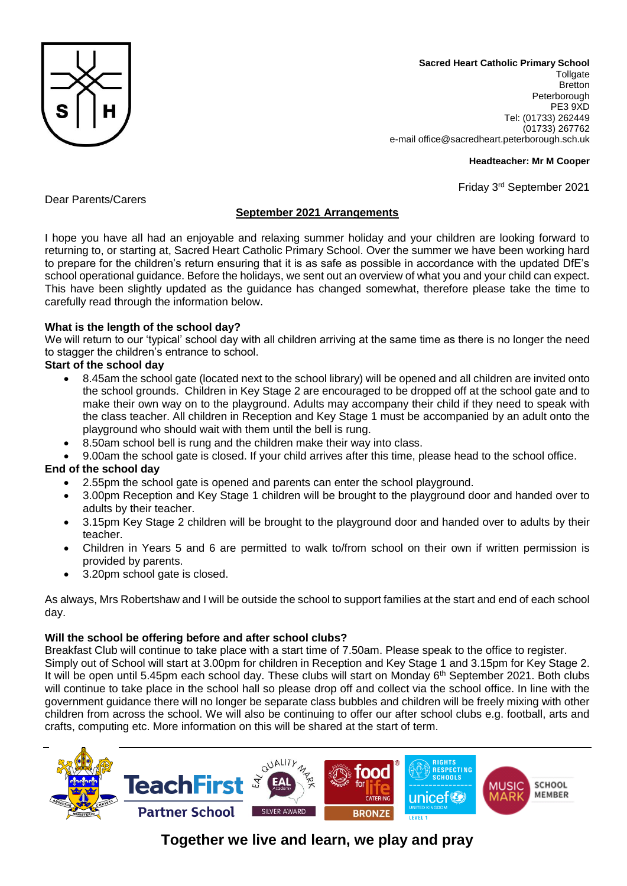**Sacred Heart Catholic Primary School**
Tollgate
Bretton
Peterborough
PE3 9XD
Tel: (01733) 262449
(01733) 267762
e-mail office@sacredheart.peterborough.sch.uk

**Headteacher: Mr M Cooper**

Friday 3rd September 2021

Dear Parents/Carers

**<u>September 2021 Arrangements</u>**

I hope you have all had an enjoyable and relaxing summer holiday and your children are looking forward to returning to, or starting at, Sacred Heart Catholic Primary School. Over the summer we have been working hard to prepare for the children's return ensuring that it is as safe as possible in accordance with the updated DfE's school operational guidance. Before the holidays, we sent out an overview of what you and your child can expect. This have been slightly updated as the guidance has changed somewhat, therefore please take the time to carefully read through the information below.

**What is the length of the school day?**
We will return to our 'typical' school day with all children arriving at the same time as there is no longer the need to stagger the children's entrance to school.

**Start of the school day**

- 8.45am the school gate (located next to the school library) will be opened and all children are invited onto the school grounds. Children in Key Stage 2 are encouraged to be dropped off at the school gate and to make their own way on to the playground. Adults may accompany their child if they need to speak with the class teacher. All children in Reception and Key Stage 1 must be accompanied by an adult onto the playground who should wait with them until the bell is rung.
- 8.50am school bell is rung and the children make their way into class.
- 9.00am the school gate is closed. If your child arrives after this time, please head to the school office.

**End of the school day**

- 2.55pm the school gate is opened and parents can enter the school playground.
- 3.00pm Reception and Key Stage 1 children will be brought to the playground door and handed over to adults by their teacher.
- 3.15pm Key Stage 2 children will be brought to the playground door and handed over to adults by their teacher.
- Children in Years 5 and 6 are permitted to walk to/from school on their own if written permission is provided by parents.
- 3.20pm school gate is closed.

As always, Mrs Robertshaw and I will be outside the school to support families at the start and end of each school day.

**Will the school be offering before and after school clubs?**
Breakfast Club will continue to take place with a start time of 7.50am. Please speak to the office to register. Simply out of School will start at 3.00pm for children in Reception and Key Stage 1 and 3.15pm for Key Stage 2. It will be open until 5.45pm each school day. These clubs will start on Monday 6th September 2021. Both clubs will continue to take place in the school hall so please drop off and collect via the school office. In line with the government guidance there will no longer be separate class bubbles and children will be freely mixing with other children from across the school. We will also be continuing to offer our after school clubs e.g. football, arts and crafts, computing etc. More information on this will be shared at the start of term.

**Together we live and learn, we play and pray**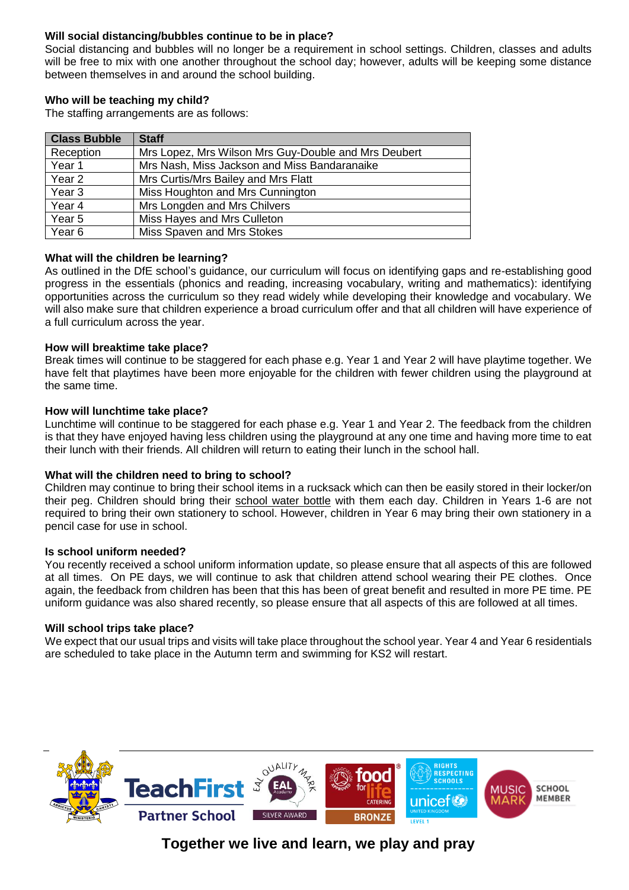**Will social distancing/bubbles continue to be in place?**

Social distancing and bubbles will no longer be a requirement in school settings. Children, classes and adults will be free to mix with one another throughout the school day; however, adults will be keeping some distance between themselves in and around the school building.

**Who will be teaching my child?**

The staffing arrangements are as follows:

| Class Bubble | Staff |
|---|---|
| Reception | Mrs Lopez, Mrs Wilson Mrs Guy-Double and Mrs Deubert |
| Year 1 | Mrs Nash, Miss Jackson and Miss Bandaranaike |
| Year 2 | Mrs Curtis/Mrs Bailey and Mrs Flatt |
| Year 3 | Miss Houghton and Mrs Cunnington |
| Year 4 | Mrs Longden and Mrs Chilvers |
| Year 5 | Miss Hayes and Mrs Culleton |
| Year 6 | Miss Spaven and Mrs Stokes |

**What will the children be learning?**

As outlined in the DfE school's guidance, our curriculum will focus on identifying gaps and re-establishing good progress in the essentials (phonics and reading, increasing vocabulary, writing and mathematics): identifying opportunities across the curriculum so they read widely while developing their knowledge and vocabulary. We will also make sure that children experience a broad curriculum offer and that all children will have experience of a full curriculum across the year.

**How will breaktime take place?**

Break times will continue to be staggered for each phase e.g. Year 1 and Year 2 will have playtime together. We have felt that playtimes have been more enjoyable for the children with fewer children using the playground at the same time.

**How will lunchtime take place?**

Lunchtime will continue to be staggered for each phase e.g. Year 1 and Year 2. The feedback from the children is that they have enjoyed having less children using the playground at any one time and having more time to eat their lunch with their friends. All children will return to eating their lunch in the school hall.

**What will the children need to bring to school?**

Children may continue to bring their school items in a rucksack which can then be easily stored in their locker/on their peg. Children should bring their school water bottle with them each day. Children in Years 1-6 are not required to bring their own stationery to school. However, children in Year 6 may bring their own stationery in a pencil case for use in school.

**Is school uniform needed?**

You recently received a school uniform information update, so please ensure that all aspects of this are followed at all times. On PE days, we will continue to ask that children attend school wearing their PE clothes. Once again, the feedback from children has been that this has been of great benefit and resulted in more PE time. PE uniform guidance was also shared recently, so please ensure that all aspects of this are followed at all times.

**Will school trips take place?**

We expect that our usual trips and visits will take place throughout the school year. Year 4 and Year 6 residentials are scheduled to take place in the Autumn term and swimming for KS2 will restart.

**Together we live and learn, we play and pray**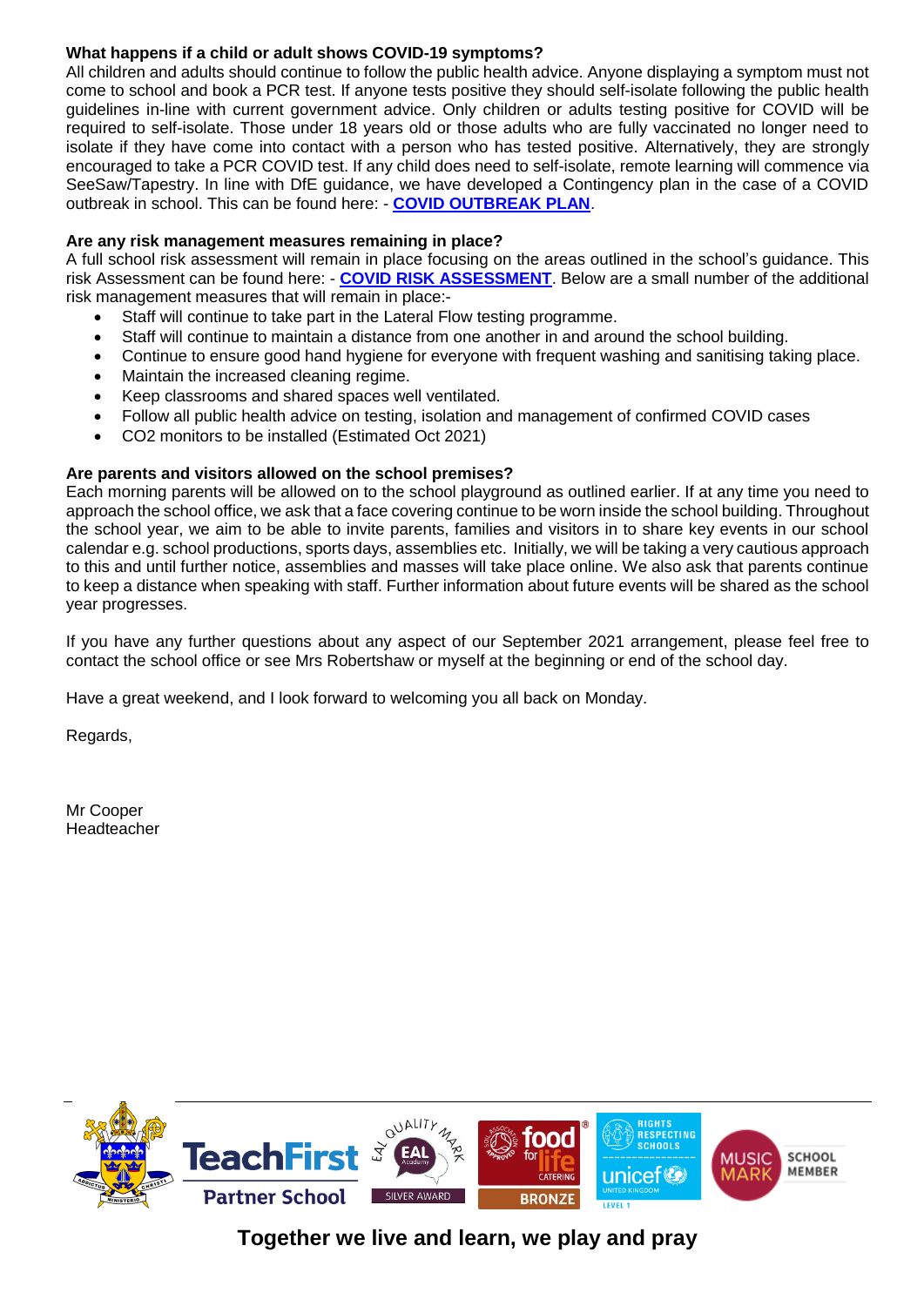**What happens if a child or adult shows COVID-19 symptoms?**

All children and adults should continue to follow the public health advice. Anyone displaying a symptom must not come to school and book a PCR test. If anyone tests positive they should self-isolate following the public health guidelines in-line with current government advice. Only children or adults testing positive for COVID will be required to self-isolate. Those under 18 years old or those adults who are fully vaccinated no longer need to isolate if they have come into contact with a person who has tested positive. Alternatively, they are strongly encouraged to take a PCR COVID test. If any child does need to self-isolate, remote learning will commence via SeeSaw/Tapestry. In line with DfE guidance, we have developed a Contingency plan in the case of a COVID outbreak in school. This can be found here: - **COVID OUTBREAK PLAN**.

**Are any risk management measures remaining in place?**

A full school risk assessment will remain in place focusing on the areas outlined in the school's guidance. This risk Assessment can be found here: - **COVID RISK ASSESSMENT**. Below are a small number of the additional risk management measures that will remain in place:-

- Staff will continue to take part in the Lateral Flow testing programme.
- Staff will continue to maintain a distance from one another in and around the school building.
- Continue to ensure good hand hygiene for everyone with frequent washing and sanitising taking place.
- Maintain the increased cleaning regime.
- Keep classrooms and shared spaces well ventilated.
- Follow all public health advice on testing, isolation and management of confirmed COVID cases
- $CO_2$ monitors to be installed (Estimated Oct 2021)

**Are parents and visitors allowed on the school premises?**

Each morning parents will be allowed on to the school playground as outlined earlier. If at any time you need to approach the school office, we ask that a face covering continue to be worn inside the school building. Throughout the school year, we aim to be able to invite parents, families and visitors in to share key events in our school calendar e.g. school productions, sports days, assemblies etc. Initially, we will be taking a very cautious approach to this and until further notice, assemblies and masses will take place online. We also ask that parents continue to keep a distance when speaking with staff. Further information about future events will be shared as the school year progresses.

If you have any further questions about any aspect of our September 2021 arrangement, please feel free to contact the school office or see Mrs Robertshaw or myself at the beginning or end of the school day.

Have a great weekend, and I look forward to welcoming you all back on Monday.

Regards,

Mr Cooper
Headteacher

TeachFirst Partner School

EAL Quality Mark – EAL Academy – Silver Award

Soil Association Approved – Food for Life Catering – Bronze

Rights Respecting Schools – unicef United Kingdom – Level 1

Music Mark – School Member

**Together we live and learn, we play and pray**